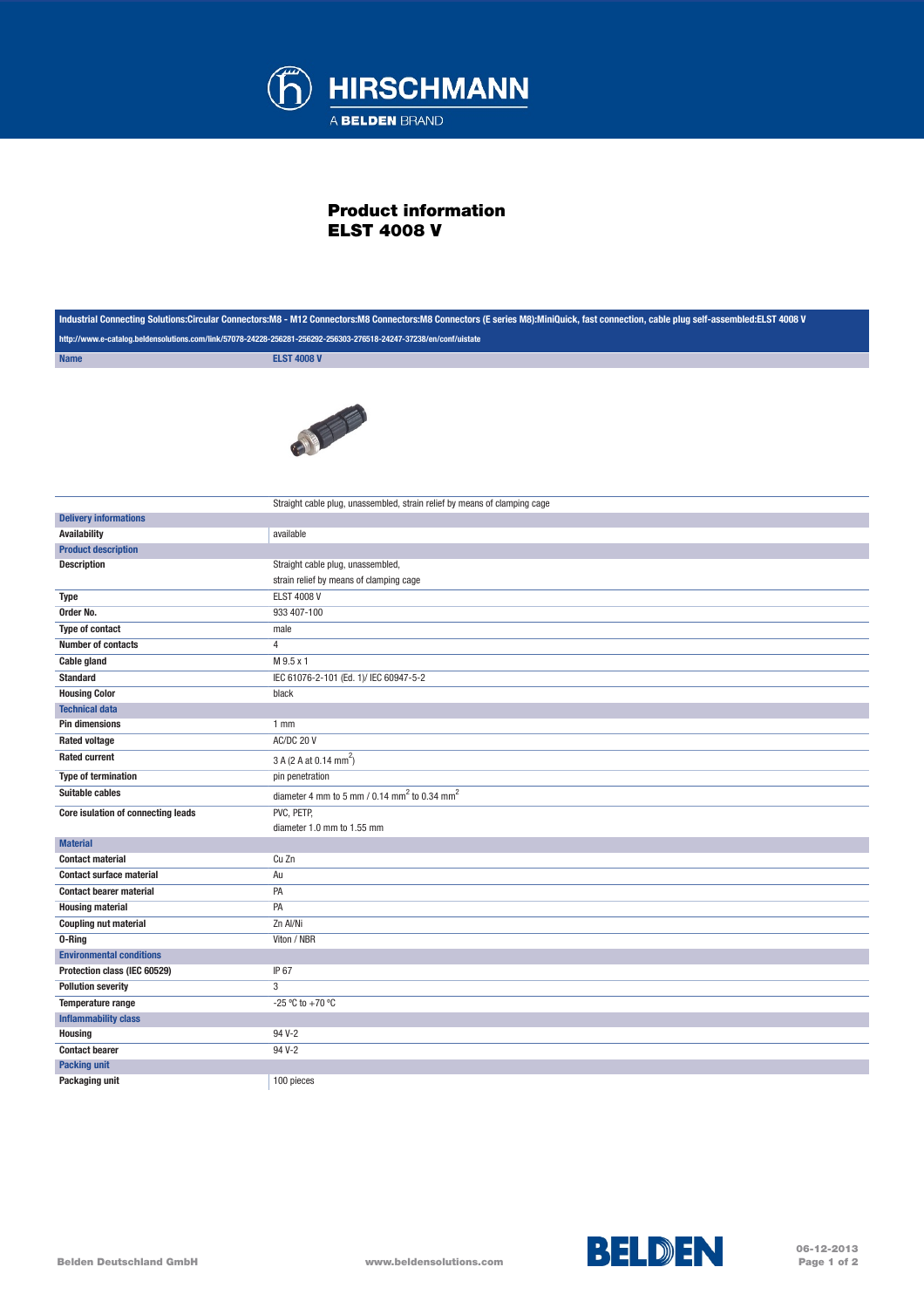# Product information
## ELST 4008 V

| | |
|---|---|
| Industrial Connecting Solutions:Circular Connectors:M8 - M12 Connectors:M8 Connectors:M8 Connectors (E series M8):MiniQuick, fast connection, cable plug self-assembled:ELST 4008 V | |
| http://www.e-catalog.beldensolutions.com/link/57078-24228-256281-256292-256303-276518-24247-37238/en/conf/uistate | |
| **Name** | **ELST 4008 V** |

| | |
|---|---|
| | Straight cable plug, unassembled, strain relief by means of clamping cage |
| **Delivery informations** | |
| **Availability** | available |
| **Product description** | |
| **Description** | Straight cable plug, unassembled, strain relief by means of clamping cage |
| **Type** | ELST 4008 V |
| **Order No.** | 933 407-100 |
| **Type of contact** | male |
| **Number of contacts** | 4 |
| **Cable gland** | M 9.5 x 1 |
| **Standard** | IEC 61076-2-101 (Ed. 1)/ IEC 60947-5-2 |
| **Housing Color** | black |
| **Technical data** | |
| **Pin dimensions** | 1 mm |
| **Rated voltage** | AC/DC 20 V |
| **Rated current** | 3 A (2 A at 0.14 $mm^2$) |
| **Type of termination** | pin penetration |
| **Suitable cables** | diameter 4 mm to 5 mm / 0.14 $mm^2$ to 0.34 $mm^2$ |
| **Core isulation of connecting leads** | PVC, PETP, diameter 1.0 mm to 1.55 mm |
| **Material** | |
| **Contact material** | Cu Zn |
| **Contact surface material** | Au |
| **Contact bearer material** | PA |
| **Housing material** | PA |
| **Coupling nut material** | Zn Al/Ni |
| **O-Ring** | Viton / NBR |
| **Environmental conditions** | |
| **Protection class (IEC 60529)** | IP 67 |
| **Pollution severity** | 3 |
| **Temperature range** | -25 °C to +70 °C |
| **Inflammability class** | |
| **Housing** | 94 V-2 |
| **Contact bearer** | 94 V-2 |
| **Packing unit** | |
| **Packaging unit** | 100 pieces |

Belden Deutschland GmbH www.beldensolutions.com 06-12-2013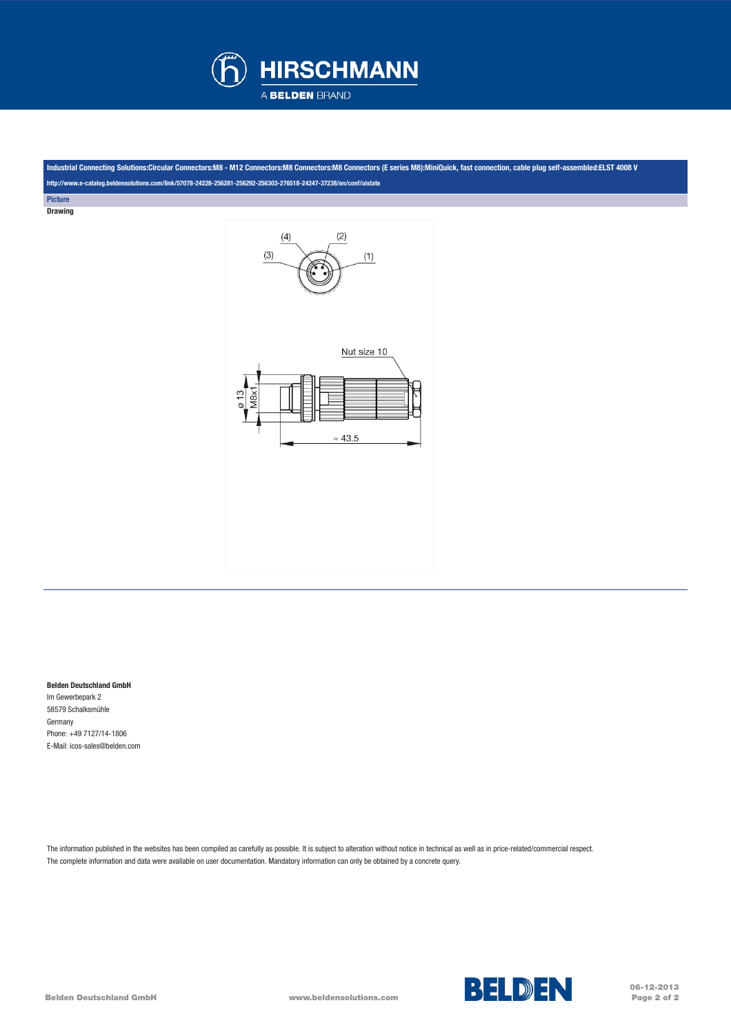**Industrial Connecting Solutions:Circular Connectors:M8 - M12 Connectors:M8 Connectors:M8 Connectors (E series M8):MiniQuick, fast connection, cable plug self-assembled:ELST 4008 V**

http://www.e-catalog.beldensolutions.com/link/57078-24228-256281-256292-256303-276518-24247-37238/en/conf/uistate

**Picture**

**Drawing**

(4)
(2)
(3)
(1)

Nut size 10

ø 13
M8x1
≈ 43.5

**Belden Deutschland GmbH**
Im Gewerbepark 2
58579 Schalksmühle
Germany
Phone: +49 7127/14-1806
E-Mail: icos-sales@belden.com

The information published in the websites has been compiled as carefully as possible. It is subject to alteration without notice in technical as well as in price-related/commercial respect.
The complete information and data were available on user documentation. Mandatory information can only be obtained by a concrete query.